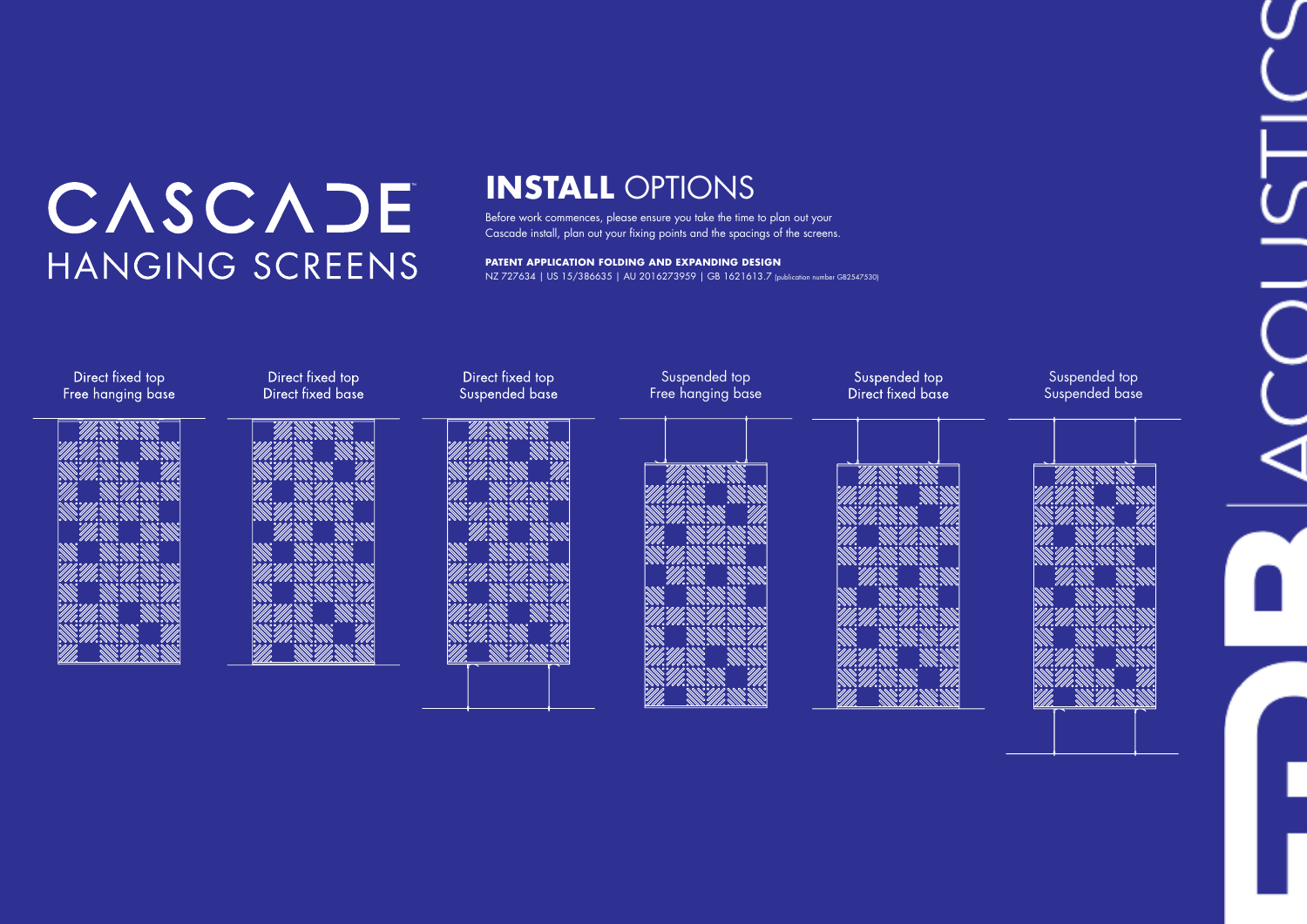# CASCADE™ HANGING SCREENS

## INSTALL OPTIONS

Before work commences, please ensure you take the time to plan out your Cascade install, plan out your fixing points and the spacings of the screens.

**PATENT APPLICATION FOLDING AND EXPANDING DESIGN**
NZ 727634 | US 15/386635 | AU 2016273959 | GB 1621613.7 (publication number GB2547530)

Direct fixed top
Free hanging base

Direct fixed top
Direct fixed base

Direct fixed top
Suspended base

Suspended top
Free hanging base

Suspended top
Direct fixed base

Suspended top
Suspended base

DB ACOUSTICS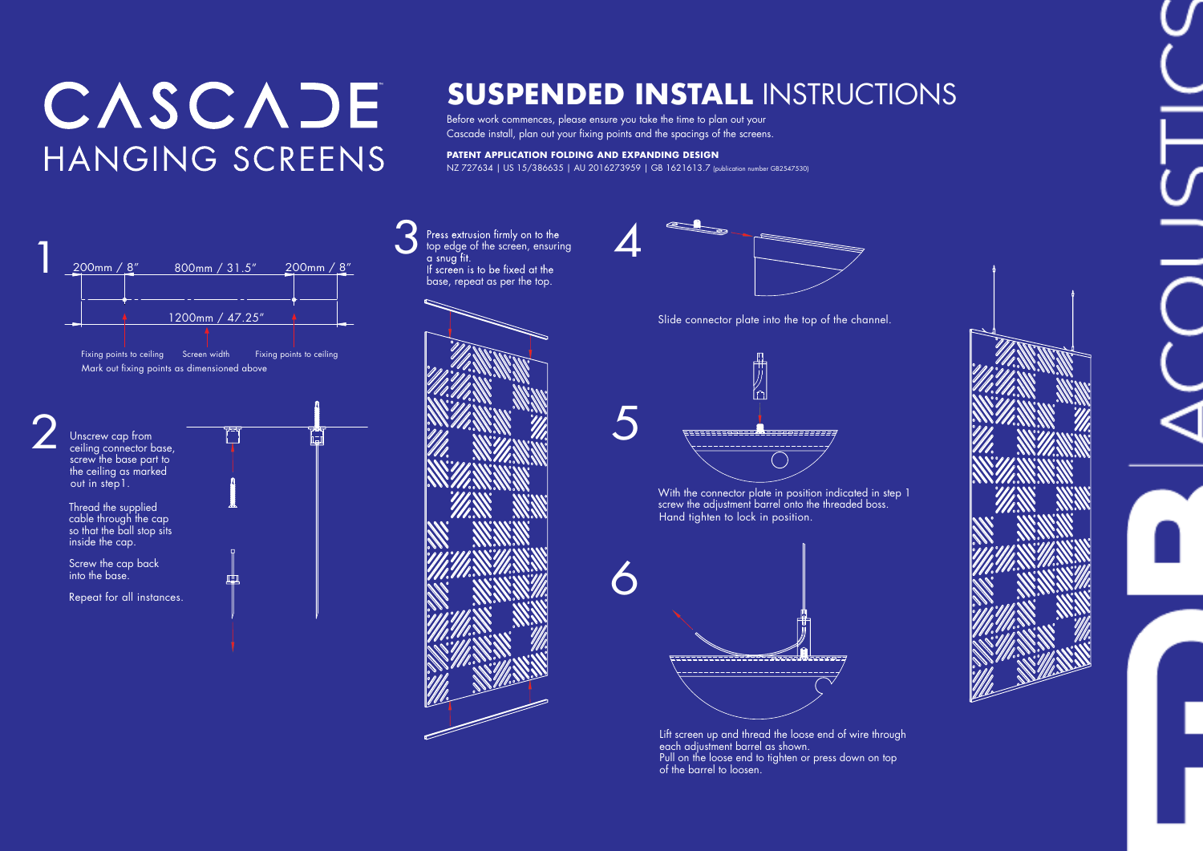# CASCADE™ HANGING SCREENS

## SUSPENDED INSTALL INSTRUCTIONS

Before work commences, please ensure you take the time to plan out your Cascade install, plan out your fixing points and the spacings of the screens.

**PATENT APPLICATION FOLDING AND EXPANDING DESIGN**
NZ 727634 | US 15/386635 | AU 2016273959 | GB 1621613.7 (publication number GB2547530)

### 1

200mm / 8″ — 800mm / 31.5″ — 200mm / 8″

1200mm / 47.25″

Fixing points to ceiling — Screen width — Fixing points to ceiling

Mark out fixing points as dimensioned above

### 2

Unscrew cap from ceiling connector base, screw the base part to the ceiling as marked out in step 1.

Thread the supplied cable through the cap so that the ball stop sits inside the cap.

Screw the cap back into the base.

Repeat for all instances.

### 3

Press extrusion firmly on to the top edge of the screen, ensuring a snug fit.
If screen is to be fixed at the base, repeat as per the top.

### 4

Slide connector plate into the top of the channel.

### 5

With the connector plate in position indicated in step 1 screw the adjustment barrel onto the threaded boss.
Hand tighten to lock in position.

### 6

Lift screen up and thread the loose end of wire through each adjustment barrel as shown.
Pull on the loose end to tighten or press down on top of the barrel to loosen.

DB | ACOUSTICS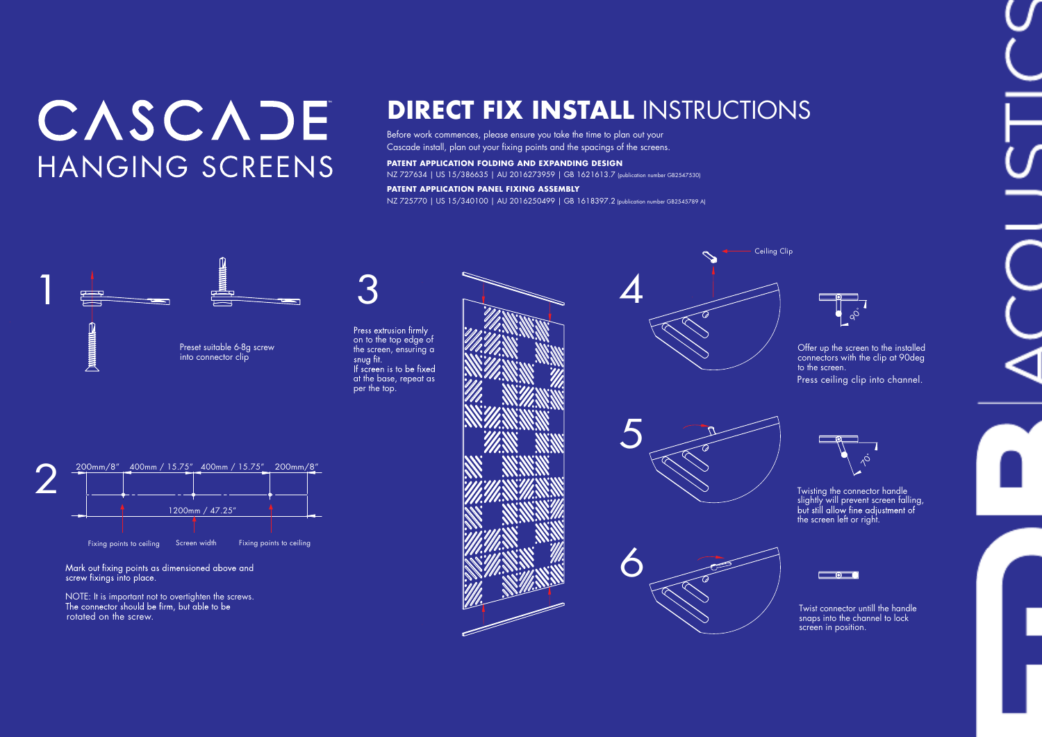# CASCADE™

## HANGING SCREENS

# DIRECT FIX INSTALL INSTRUCTIONS

Before work commences, please ensure you take the time to plan out your Cascade install, plan out your fixing points and the spacings of the screens.

**PATENT APPLICATION FOLDING AND EXPANDING DESIGN**

NZ 727634 | US 15/386635 | AU 2016273959 | GB 1621613.7 (publication number GB2547530)

**PATENT APPLICATION PANEL FIXING ASSEMBLY**

NZ 725770 | US 15/340100 | AU 2016250499 | GB 1618397.2 (publication number GB2545789 A)

### 1

Preset suitable 6-8g screw into connector clip

### 2

200mm/8″ 400mm / 15.75″ 400mm / 15.75″ 200mm/8″

1200mm / 47.25″

Fixing points to ceiling Screen width Fixing points to ceiling

Mark out fixing points as dimensioned above and screw fixings into place.

NOTE: It is important not to overtighten the screws. The connector should be firm, but able to be rotated on the screw.

### 3

Press extrusion firmly on to the top edge of the screen, ensuring a snug fit.
If screen is to be fixed at the base, repeat as per the top.

### 4

Ceiling Clip

90°

Offer up the screen to the installed connectors with the clip at 90deg to the screen.
Press ceiling clip into channel.

### 5

70°

Twisting the connector handle slightly will prevent screen falling, but still allow fine adjustment of the screen left or right.

### 6

Twist connector untill the handle snaps into the channel to lock screen in position.

DB | ACOUSTICS